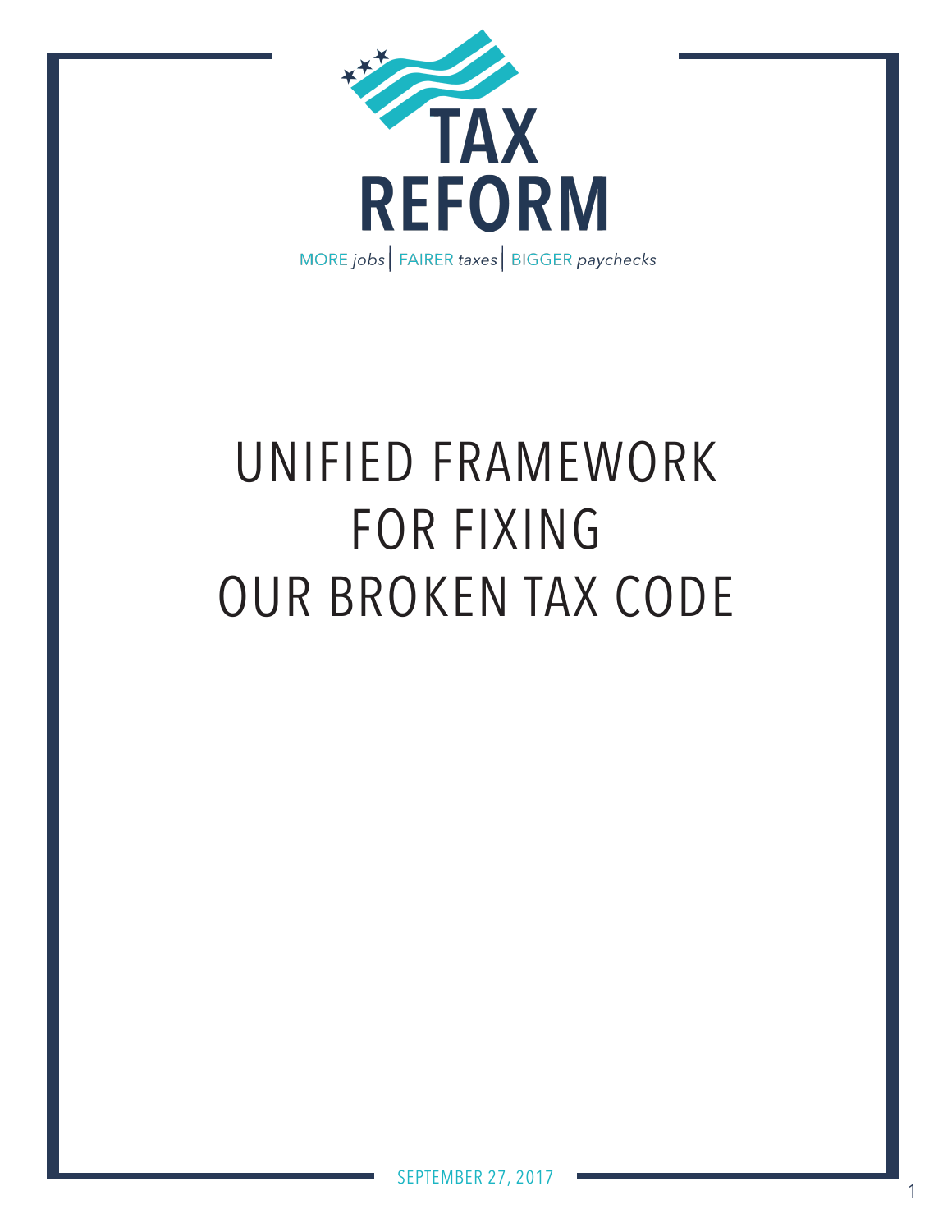# TAX REFORM

MORE *jobs* | FAIRER *taxes* | BIGGER *paychecks*

# UNIFIED FRAMEWORK FOR FIXING OUR BROKEN TAX CODE

SEPTEMBER 27, 2017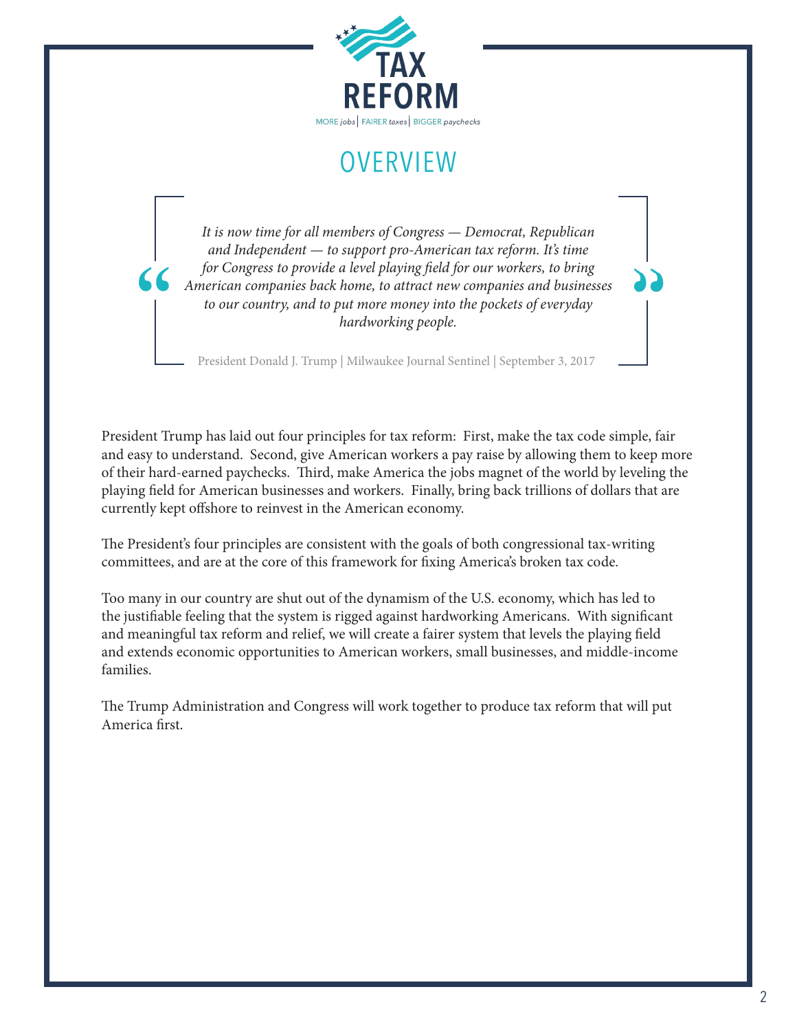# TAX REFORM

MORE *jobs* | FAIRER *taxes* | BIGGER *paychecks*

## OVERVIEW

> *It is now time for all members of Congress — Democrat, Republican and Independent — to support pro-American tax reform. It's time for Congress to provide a level playing field for our workers, to bring American companies back home, to attract new companies and businesses to our country, and to put more money into the pockets of everyday hardworking people.*
>
> President Donald J. Trump | Milwaukee Journal Sentinel | September 3, 2017

President Trump has laid out four principles for tax reform: First, make the tax code simple, fair and easy to understand. Second, give American workers a pay raise by allowing them to keep more of their hard-earned paychecks. Third, make America the jobs magnet of the world by leveling the playing field for American businesses and workers. Finally, bring back trillions of dollars that are currently kept offshore to reinvest in the American economy.

The President's four principles are consistent with the goals of both congressional tax-writing committees, and are at the core of this framework for fixing America's broken tax code.

Too many in our country are shut out of the dynamism of the U.S. economy, which has led to the justifiable feeling that the system is rigged against hardworking Americans. With significant and meaningful tax reform and relief, we will create a fairer system that levels the playing field and extends economic opportunities to American workers, small businesses, and middle-income families.

The Trump Administration and Congress will work together to produce tax reform that will put America first.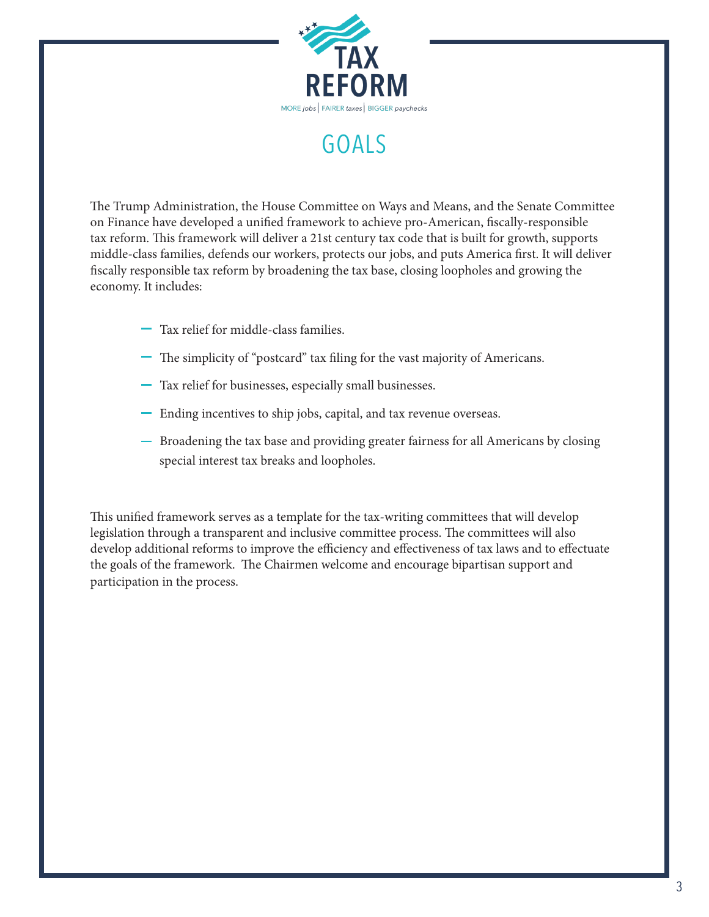# TAX REFORM

MORE *jobs* | FAIRER *taxes* | BIGGER *paychecks*

## GOALS

The Trump Administration, the House Committee on Ways and Means, and the Senate Committee on Finance have developed a unified framework to achieve pro-American, fiscally-responsible tax reform. This framework will deliver a 21st century tax code that is built for growth, supports middle-class families, defends our workers, protects our jobs, and puts America first. It will deliver fiscally responsible tax reform by broadening the tax base, closing loopholes and growing the economy. It includes:

- Tax relief for middle-class families.
- The simplicity of "postcard" tax filing for the vast majority of Americans.
- Tax relief for businesses, especially small businesses.
- Ending incentives to ship jobs, capital, and tax revenue overseas.
- Broadening the tax base and providing greater fairness for all Americans by closing special interest tax breaks and loopholes.

This unified framework serves as a template for the tax-writing committees that will develop legislation through a transparent and inclusive committee process. The committees will also develop additional reforms to improve the efficiency and effectiveness of tax laws and to effectuate the goals of the framework. The Chairmen welcome and encourage bipartisan support and participation in the process.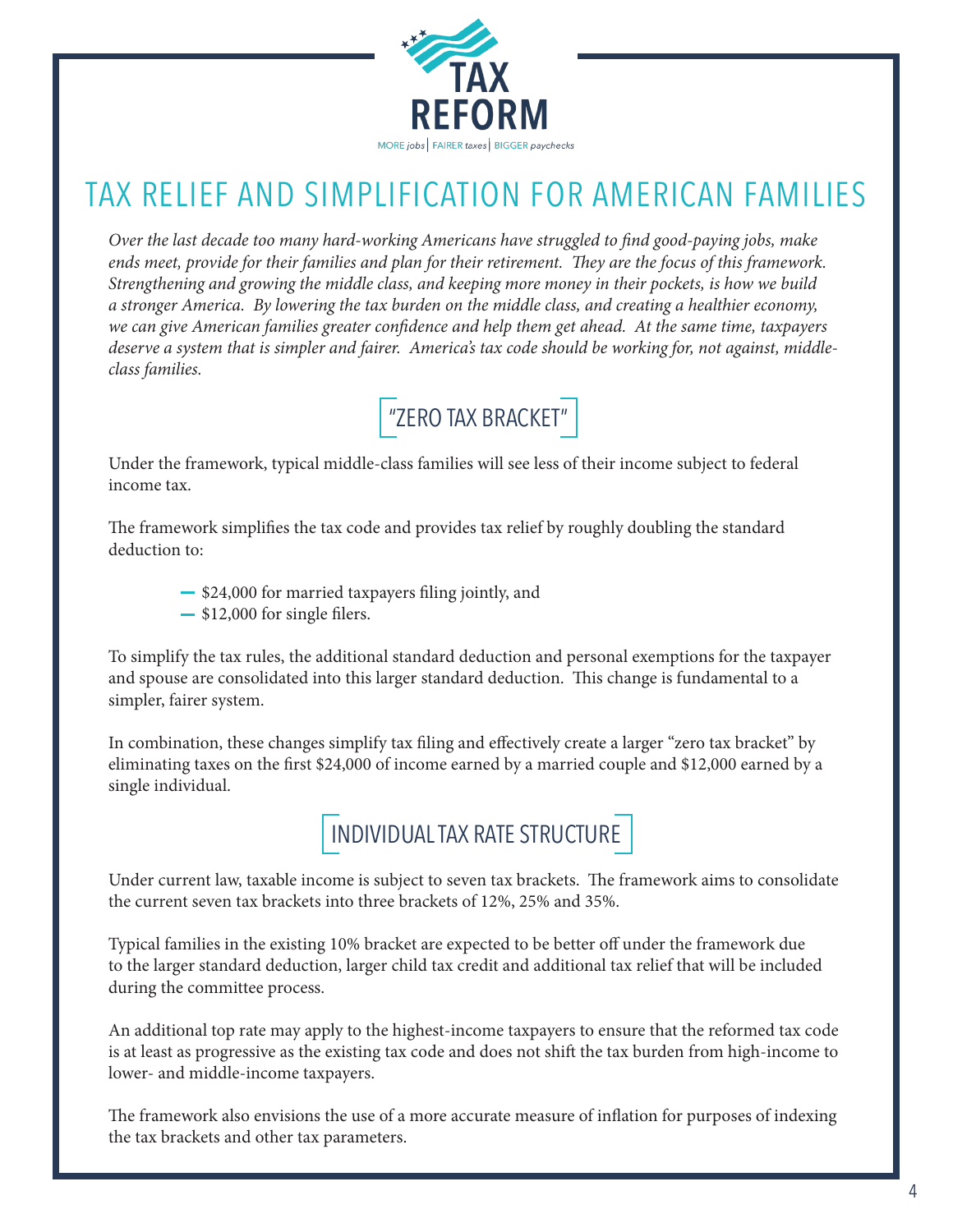# TAX RELIEF AND SIMPLIFICATION FOR AMERICAN FAMILIES

*Over the last decade too many hard-working Americans have struggled to find good-paying jobs, make ends meet, provide for their families and plan for their retirement. They are the focus of this framework. Strengthening and growing the middle class, and keeping more money in their pockets, is how we build a stronger America. By lowering the tax burden on the middle class, and creating a healthier economy, we can give American families greater confidence and help them get ahead. At the same time, taxpayers deserve a system that is simpler and fairer. America's tax code should be working for, not against, middle-class families.*

## "ZERO TAX BRACKET"

Under the framework, typical middle-class families will see less of their income subject to federal income tax.

The framework simplifies the tax code and provides tax relief by roughly doubling the standard deduction to:

- $24,000 for married taxpayers filing jointly, and
- $12,000 for single filers.

To simplify the tax rules, the additional standard deduction and personal exemptions for the taxpayer and spouse are consolidated into this larger standard deduction. This change is fundamental to a simpler, fairer system.

In combination, these changes simplify tax filing and effectively create a larger "zero tax bracket" by eliminating taxes on the first $24,000 of income earned by a married couple and $12,000 earned by a single individual.

## INDIVIDUAL TAX RATE STRUCTURE

Under current law, taxable income is subject to seven tax brackets. The framework aims to consolidate the current seven tax brackets into three brackets of 12%, 25% and 35%.

Typical families in the existing 10% bracket are expected to be better off under the framework due to the larger standard deduction, larger child tax credit and additional tax relief that will be included during the committee process.

An additional top rate may apply to the highest-income taxpayers to ensure that the reformed tax code is at least as progressive as the existing tax code and does not shift the tax burden from high-income to lower- and middle-income taxpayers.

The framework also envisions the use of a more accurate measure of inflation for purposes of indexing the tax brackets and other tax parameters.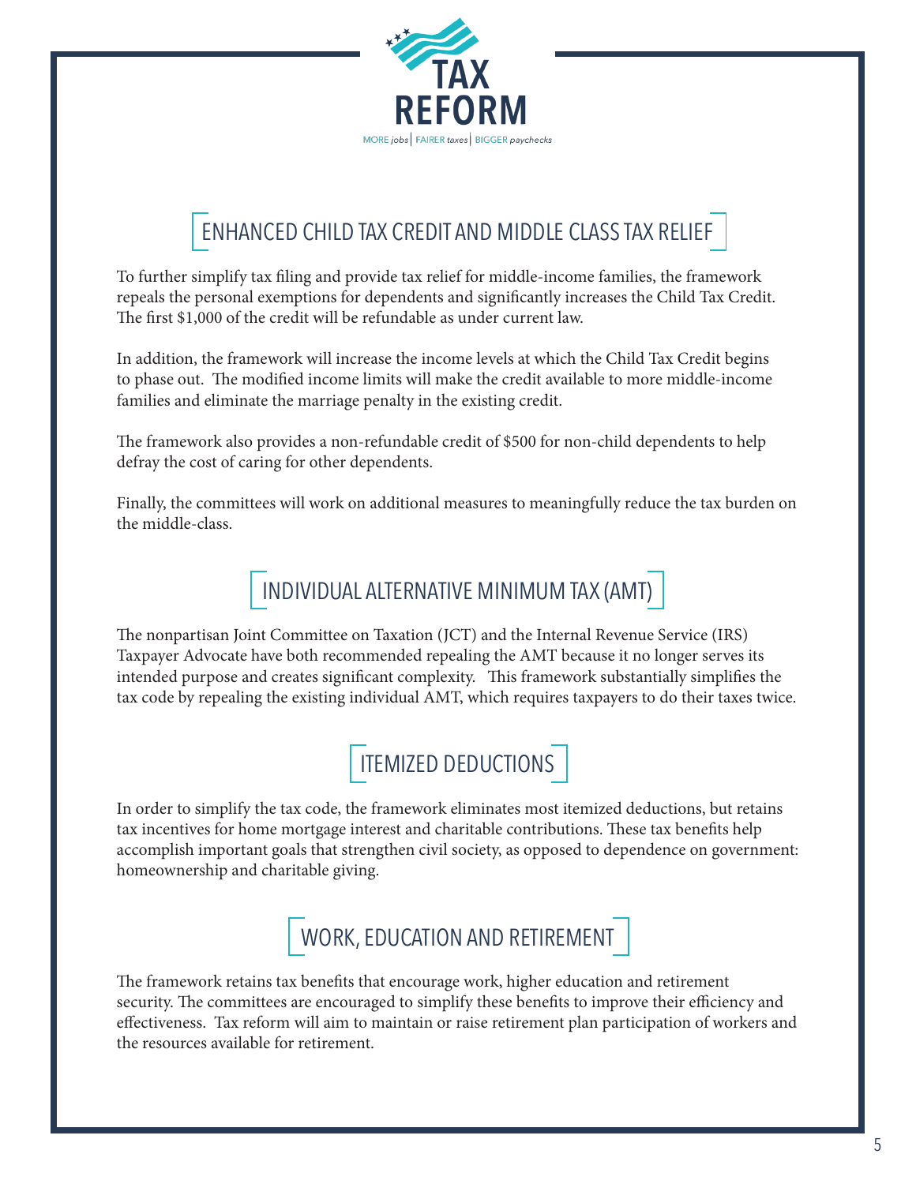## ENHANCED CHILD TAX CREDIT AND MIDDLE CLASS TAX RELIEF

To further simplify tax filing and provide tax relief for middle-income families, the framework repeals the personal exemptions for dependents and significantly increases the Child Tax Credit. The first $1,000 of the credit will be refundable as under current law.

In addition, the framework will increase the income levels at which the Child Tax Credit begins to phase out. The modified income limits will make the credit available to more middle-income families and eliminate the marriage penalty in the existing credit.

The framework also provides a non-refundable credit of $500 for non-child dependents to help defray the cost of caring for other dependents.

Finally, the committees will work on additional measures to meaningfully reduce the tax burden on the middle-class.

## INDIVIDUAL ALTERNATIVE MINIMUM TAX (AMT)

The nonpartisan Joint Committee on Taxation (JCT) and the Internal Revenue Service (IRS) Taxpayer Advocate have both recommended repealing the AMT because it no longer serves its intended purpose and creates significant complexity. This framework substantially simplifies the tax code by repealing the existing individual AMT, which requires taxpayers to do their taxes twice.

## ITEMIZED DEDUCTIONS

In order to simplify the tax code, the framework eliminates most itemized deductions, but retains tax incentives for home mortgage interest and charitable contributions. These tax benefits help accomplish important goals that strengthen civil society, as opposed to dependence on government: homeownership and charitable giving.

## WORK, EDUCATION AND RETIREMENT

The framework retains tax benefits that encourage work, higher education and retirement security. The committees are encouraged to simplify these benefits to improve their efficiency and effectiveness. Tax reform will aim to maintain or raise retirement plan participation of workers and the resources available for retirement.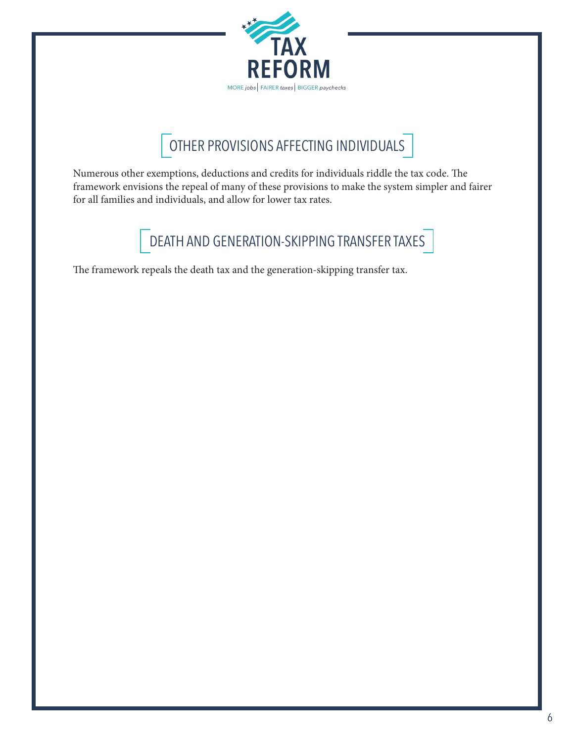## OTHER PROVISIONS AFFECTING INDIVIDUALS

Numerous other exemptions, deductions and credits for individuals riddle the tax code. The framework envisions the repeal of many of these provisions to make the system simpler and fairer for all families and individuals, and allow for lower tax rates.

## DEATH AND GENERATION-SKIPPING TRANSFER TAXES

The framework repeals the death tax and the generation-skipping transfer tax.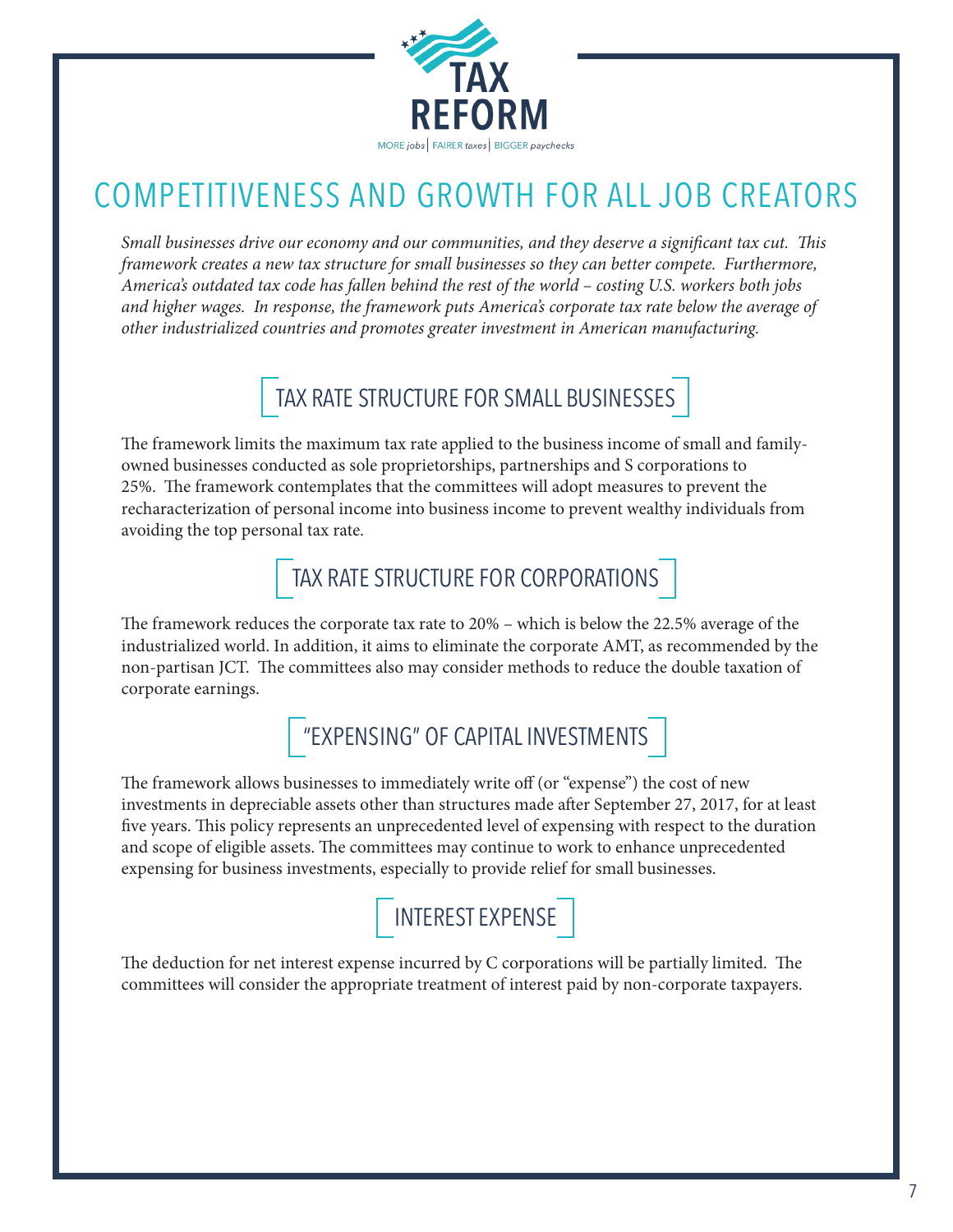# COMPETITIVENESS AND GROWTH FOR ALL JOB CREATORS

*Small businesses drive our economy and our communities, and they deserve a significant tax cut. This framework creates a new tax structure for small businesses so they can better compete. Furthermore, America's outdated tax code has fallen behind the rest of the world – costing U.S. workers both jobs and higher wages. In response, the framework puts America's corporate tax rate below the average of other industrialized countries and promotes greater investment in American manufacturing.*

## TAX RATE STRUCTURE FOR SMALL BUSINESSES

The framework limits the maximum tax rate applied to the business income of small and family-owned businesses conducted as sole proprietorships, partnerships and S corporations to 25%. The framework contemplates that the committees will adopt measures to prevent the recharacterization of personal income into business income to prevent wealthy individuals from avoiding the top personal tax rate.

## TAX RATE STRUCTURE FOR CORPORATIONS

The framework reduces the corporate tax rate to 20% – which is below the 22.5% average of the industrialized world. In addition, it aims to eliminate the corporate AMT, as recommended by the non-partisan JCT. The committees also may consider methods to reduce the double taxation of corporate earnings.

## "EXPENSING" OF CAPITAL INVESTMENTS

The framework allows businesses to immediately write off (or "expense") the cost of new investments in depreciable assets other than structures made after September 27, 2017, for at least five years. This policy represents an unprecedented level of expensing with respect to the duration and scope of eligible assets. The committees may continue to work to enhance unprecedented expensing for business investments, especially to provide relief for small businesses.

## INTEREST EXPENSE

The deduction for net interest expense incurred by C corporations will be partially limited. The committees will consider the appropriate treatment of interest paid by non-corporate taxpayers.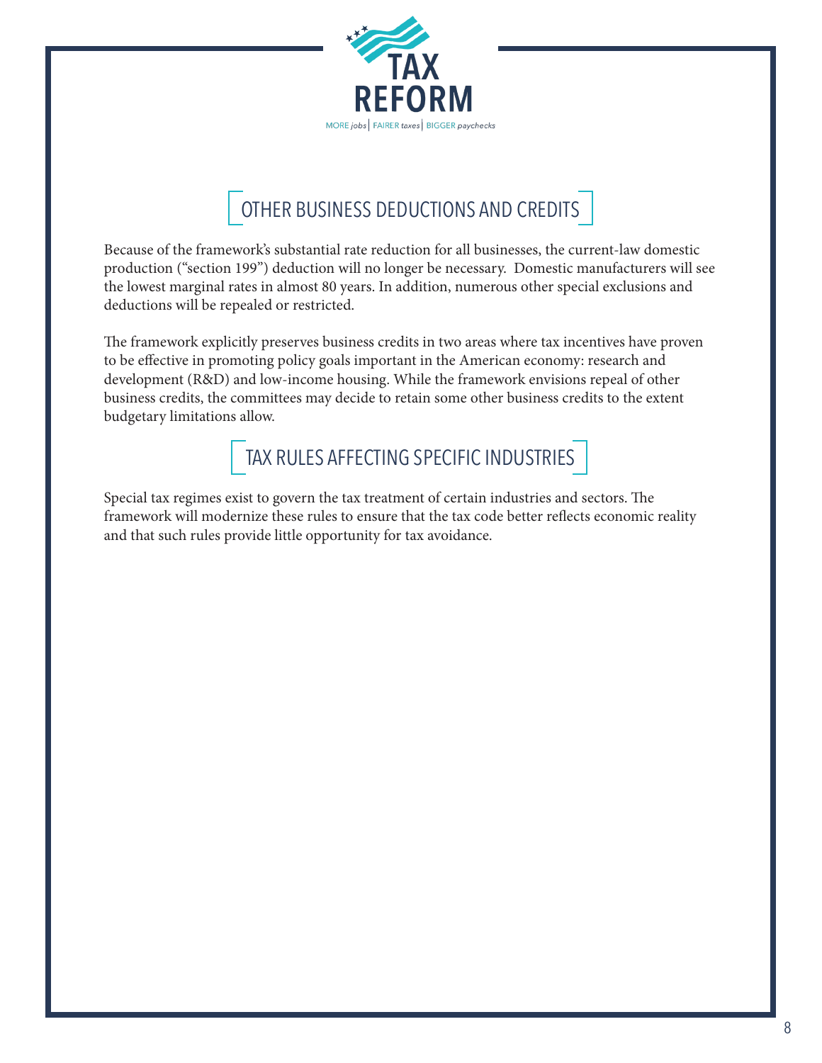## OTHER BUSINESS DEDUCTIONS AND CREDITS

Because of the framework's substantial rate reduction for all businesses, the current-law domestic production ("section 199") deduction will no longer be necessary. Domestic manufacturers will see the lowest marginal rates in almost 80 years. In addition, numerous other special exclusions and deductions will be repealed or restricted.

The framework explicitly preserves business credits in two areas where tax incentives have proven to be effective in promoting policy goals important in the American economy: research and development (R&D) and low-income housing. While the framework envisions repeal of other business credits, the committees may decide to retain some other business credits to the extent budgetary limitations allow.

## TAX RULES AFFECTING SPECIFIC INDUSTRIES

Special tax regimes exist to govern the tax treatment of certain industries and sectors. The framework will modernize these rules to ensure that the tax code better reflects economic reality and that such rules provide little opportunity for tax avoidance.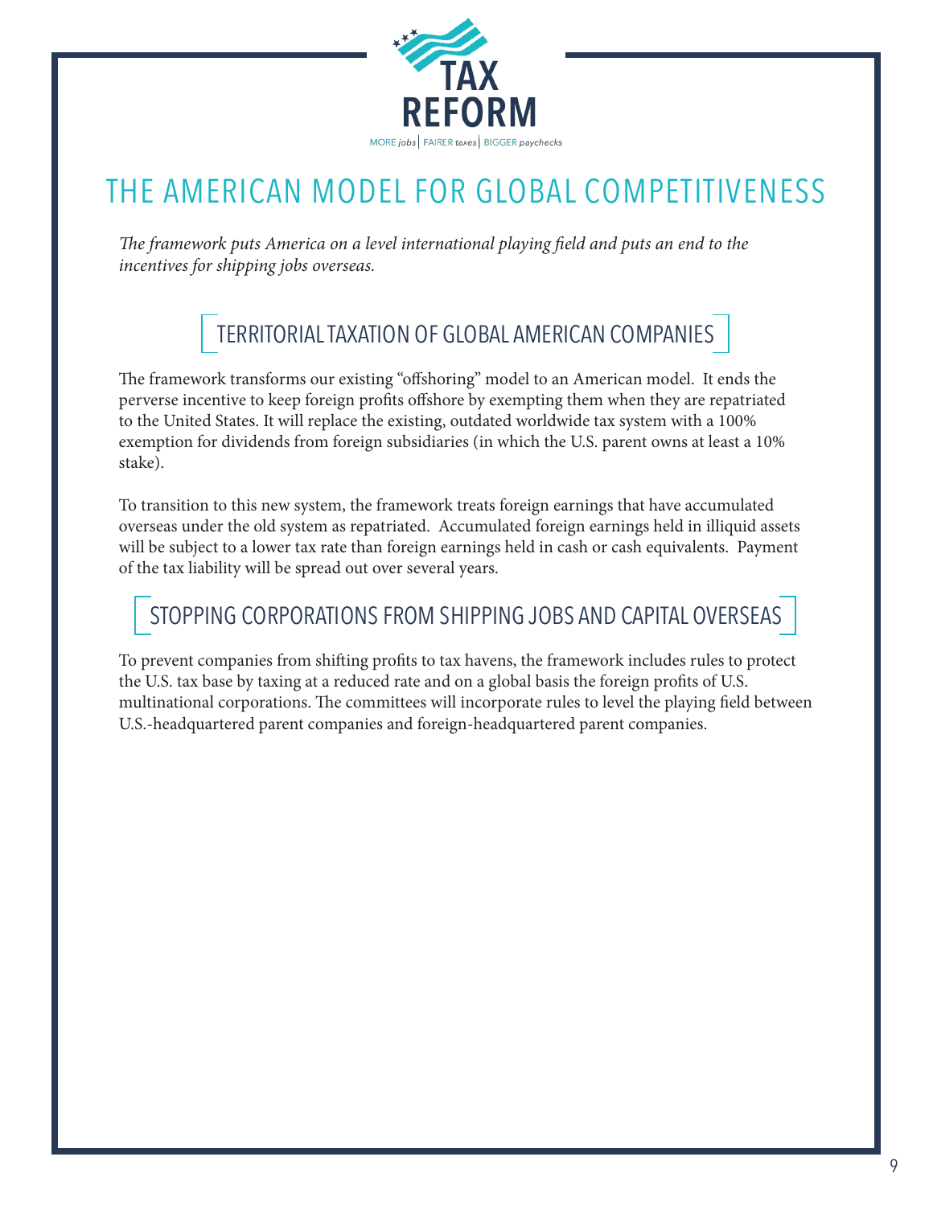# THE AMERICAN MODEL FOR GLOBAL COMPETITIVENESS

*The framework puts America on a level international playing field and puts an end to the incentives for shipping jobs overseas.*

## TERRITORIAL TAXATION OF GLOBAL AMERICAN COMPANIES

The framework transforms our existing "offshoring" model to an American model. It ends the perverse incentive to keep foreign profits offshore by exempting them when they are repatriated to the United States. It will replace the existing, outdated worldwide tax system with a 100% exemption for dividends from foreign subsidiaries (in which the U.S. parent owns at least a 10% stake).

To transition to this new system, the framework treats foreign earnings that have accumulated overseas under the old system as repatriated. Accumulated foreign earnings held in illiquid assets will be subject to a lower tax rate than foreign earnings held in cash or cash equivalents. Payment of the tax liability will be spread out over several years.

## STOPPING CORPORATIONS FROM SHIPPING JOBS AND CAPITAL OVERSEAS

To prevent companies from shifting profits to tax havens, the framework includes rules to protect the U.S. tax base by taxing at a reduced rate and on a global basis the foreign profits of U.S. multinational corporations. The committees will incorporate rules to level the playing field between U.S.-headquartered parent companies and foreign-headquartered parent companies.